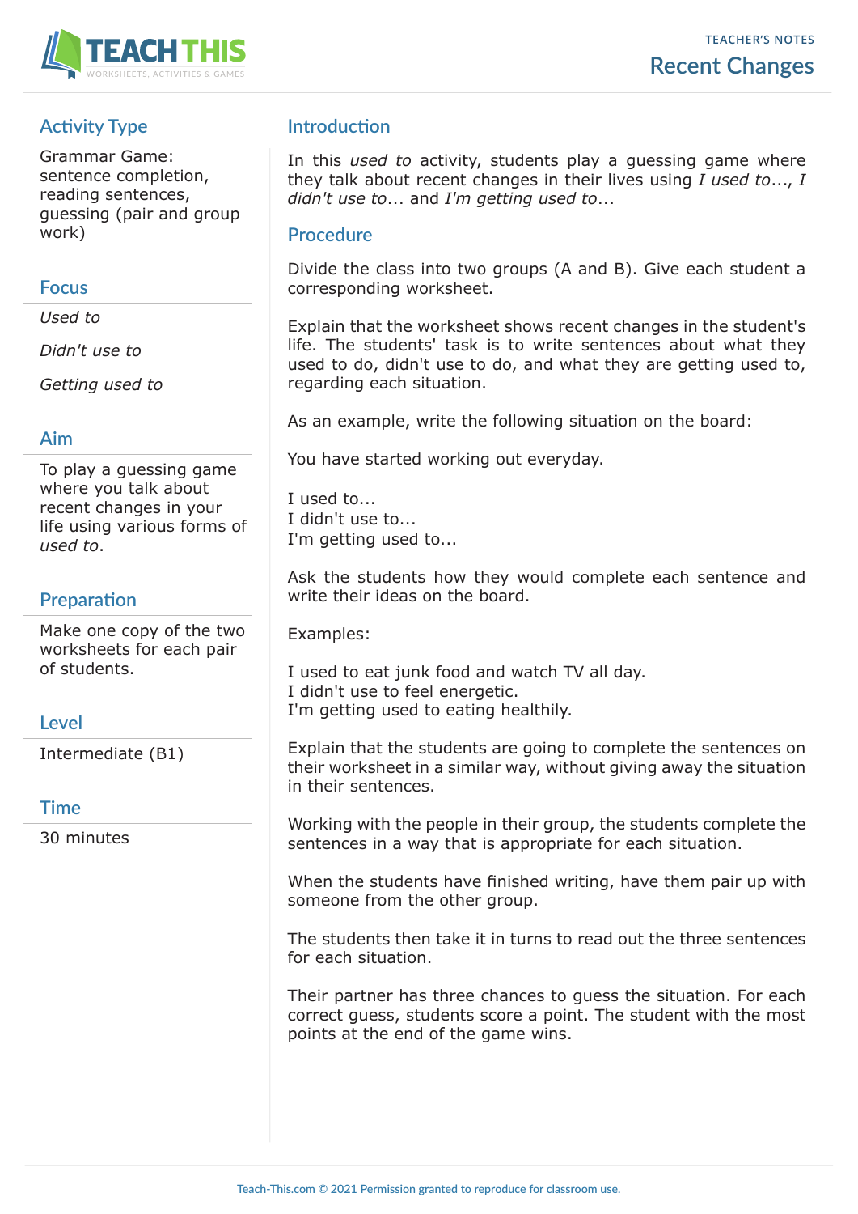TEACHER'S NOTES

# Recent Changes

## Activity Type

Grammar Game: sentence completion, reading sentences, guessing (pair and group work)

## Focus

*Used to*

*Didn't use to*

*Getting used to*

## Aim

To play a guessing game where you talk about recent changes in your life using various forms of *used to*.

## Preparation

Make one copy of the two worksheets for each pair of students.

## Level

Intermediate (B1)

## Time

30 minutes

## Introduction

In this *used to* activity, students play a guessing game where they talk about recent changes in their lives using *I used to*..., *I didn't use to*... and *I'm getting used to*...

## Procedure

Divide the class into two groups (A and B). Give each student a corresponding worksheet.

Explain that the worksheet shows recent changes in the student's life. The students' task is to write sentences about what they used to do, didn't use to do, and what they are getting used to, regarding each situation.

As an example, write the following situation on the board:

You have started working out everyday.

I used to...
I didn't use to...
I'm getting used to...

Ask the students how they would complete each sentence and write their ideas on the board.

Examples:

I used to eat junk food and watch TV all day.
I didn't use to feel energetic.
I'm getting used to eating healthily.

Explain that the students are going to complete the sentences on their worksheet in a similar way, without giving away the situation in their sentences.

Working with the people in their group, the students complete the sentences in a way that is appropriate for each situation.

When the students have finished writing, have them pair up with someone from the other group.

The students then take it in turns to read out the three sentences for each situation.

Their partner has three chances to guess the situation. For each correct guess, students score a point. The student with the most points at the end of the game wins.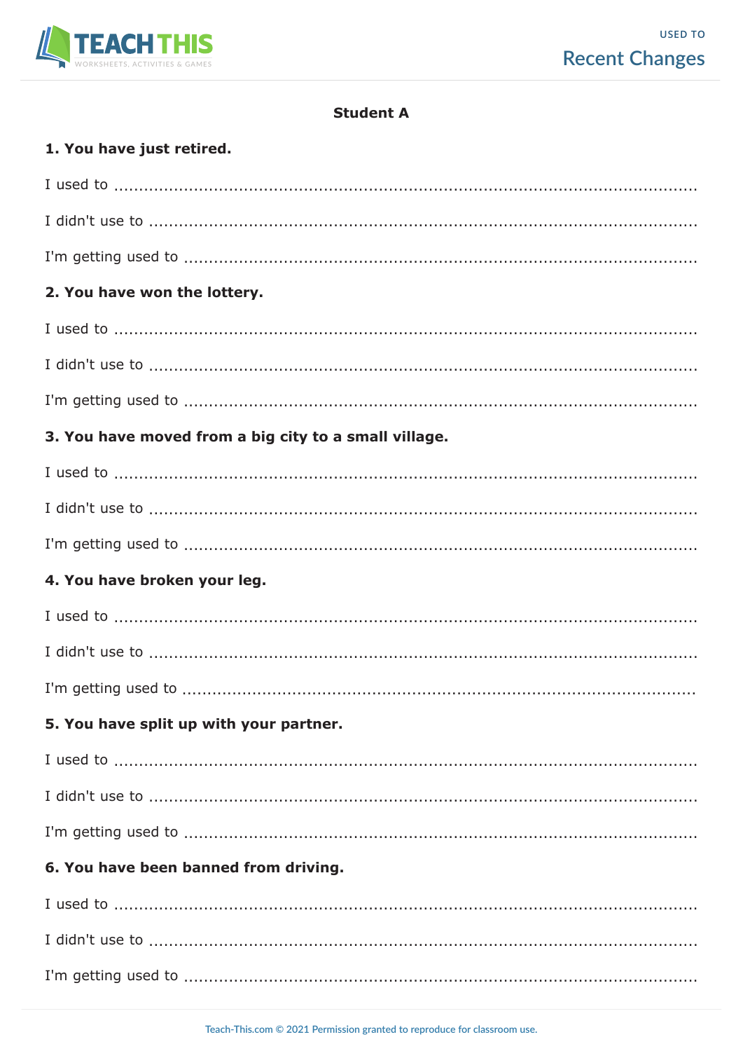**Student A**

**1. You have just retired.**

I used to ..................................................................................................

I didn't use to ..................................................................................................

I'm getting used to ..................................................................................................

**2. You have won the lottery.**

I used to ..................................................................................................

I didn't use to ..................................................................................................

I'm getting used to ..................................................................................................

**3. You have moved from a big city to a small village.**

I used to ..................................................................................................

I didn't use to ..................................................................................................

I'm getting used to ..................................................................................................

**4. You have broken your leg.**

I used to ..................................................................................................

I didn't use to ..................................................................................................

I'm getting used to ..................................................................................................

**5. You have split up with your partner.**

I used to ..................................................................................................

I didn't use to ..................................................................................................

I'm getting used to ..................................................................................................

**6. You have been banned from driving.**

I used to ..................................................................................................

I didn't use to ..................................................................................................

I'm getting used to ..................................................................................................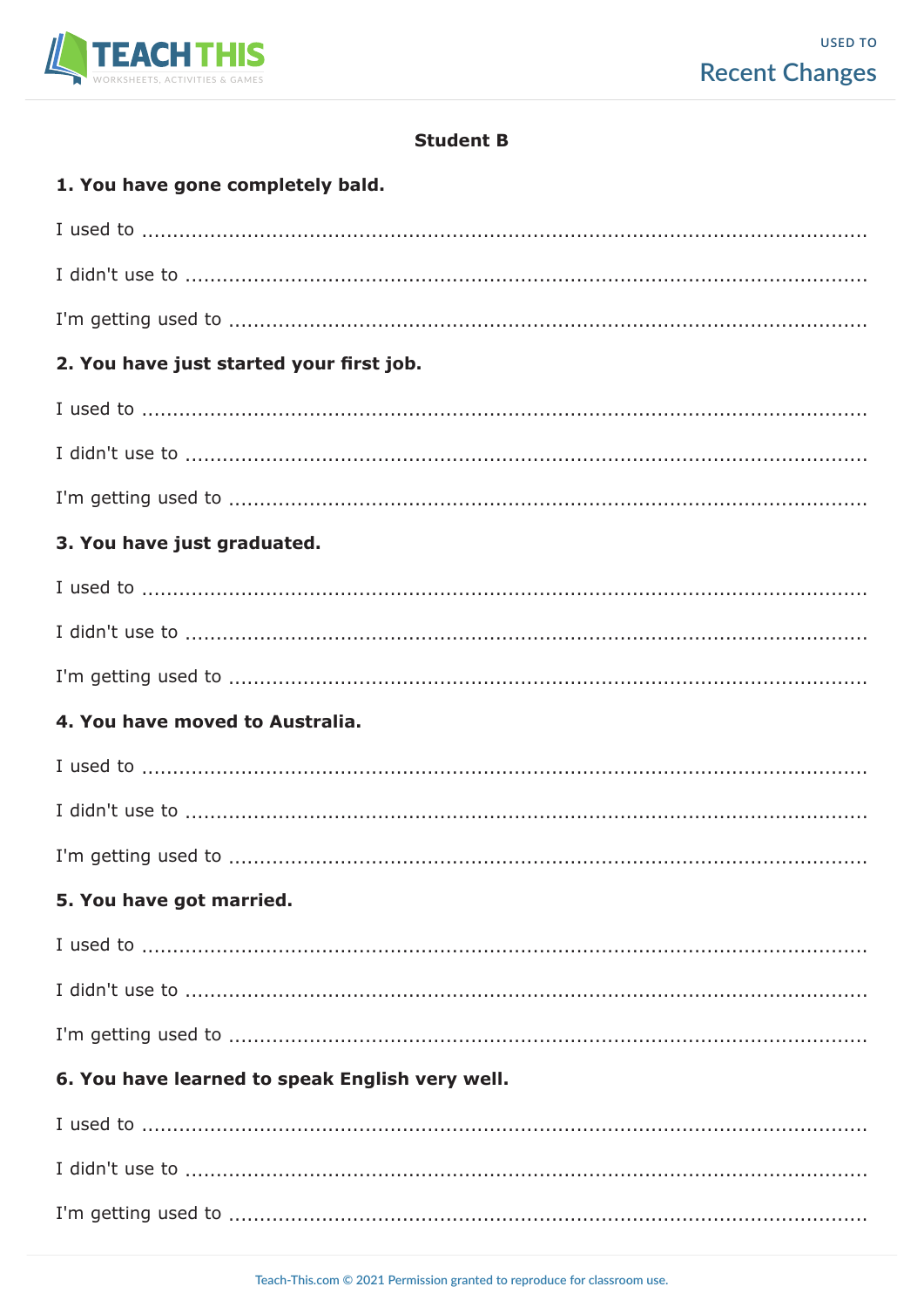**Student B**

**1. You have gone completely bald.**

I used to ..............................................................................................................

I didn't use to ..............................................................................................................

I'm getting used to ..............................................................................................................

**2. You have just started your first job.**

I used to ..............................................................................................................

I didn't use to ..............................................................................................................

I'm getting used to ..............................................................................................................

**3. You have just graduated.**

I used to ..............................................................................................................

I didn't use to ..............................................................................................................

I'm getting used to ..............................................................................................................

**4. You have moved to Australia.**

I used to ..............................................................................................................

I didn't use to ..............................................................................................................

I'm getting used to ..............................................................................................................

**5. You have got married.**

I used to ..............................................................................................................

I didn't use to ..............................................................................................................

I'm getting used to ..............................................................................................................

**6. You have learned to speak English very well.**

I used to ..............................................................................................................

I didn't use to ..............................................................................................................

I'm getting used to ..............................................................................................................